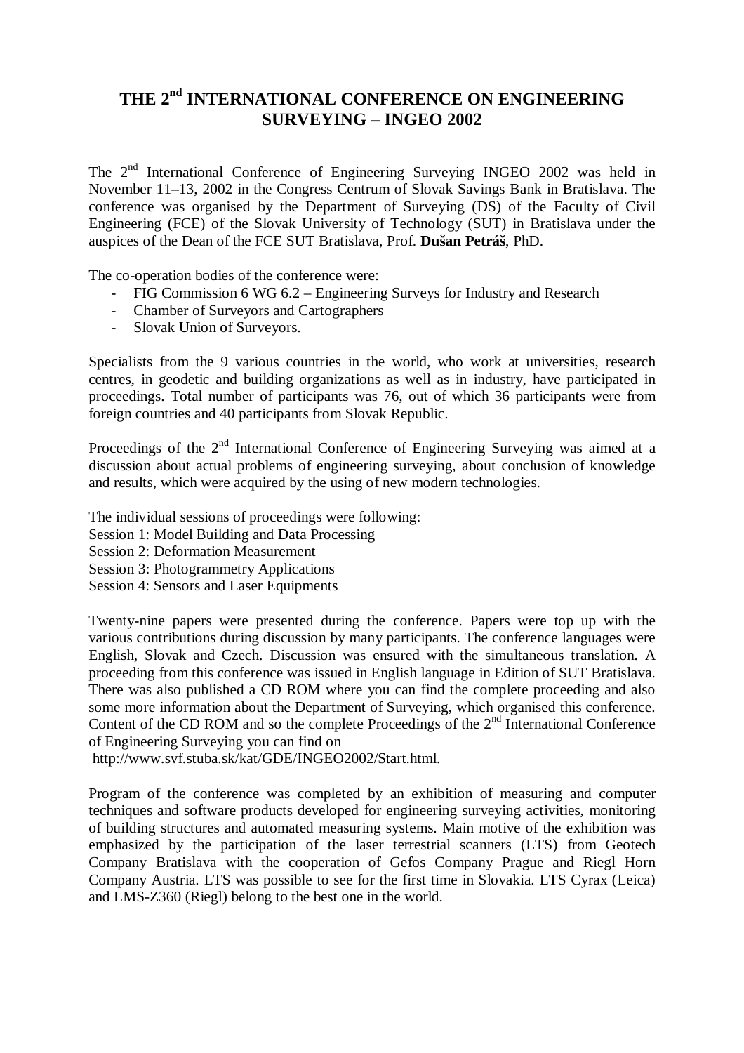# THE 2nd INTERNATIONAL CONFERENCE ON ENGINEERING SURVEYING – INGEO 2002

The 2nd International Conference of Engineering Surveying INGEO 2002 was held in November 11–13, 2002 in the Congress Centrum of Slovak Savings Bank in Bratislava. The conference was organised by the Department of Surveying (DS) of the Faculty of Civil Engineering (FCE) of the Slovak University of Technology (SUT) in Bratislava under the auspices of the Dean of the FCE SUT Bratislava, Prof. **Dušan Petráš**, PhD.

The co-operation bodies of the conference were:

- FIG Commission 6 WG 6.2 – Engineering Surveys for Industry and Research
- Chamber of Surveyors and Cartographers
- Slovak Union of Surveyors.

Specialists from the 9 various countries in the world, who work at universities, research centres, in geodetic and building organizations as well as in industry, have participated in proceedings. Total number of participants was 76, out of which 36 participants were from foreign countries and 40 participants from Slovak Republic.

Proceedings of the 2nd International Conference of Engineering Surveying was aimed at a discussion about actual problems of engineering surveying, about conclusion of knowledge and results, which were acquired by the using of new modern technologies.

The individual sessions of proceedings were following:
Session 1: Model Building and Data Processing
Session 2: Deformation Measurement
Session 3: Photogrammetry Applications
Session 4: Sensors and Laser Equipments

Twenty-nine papers were presented during the conference. Papers were top up with the various contributions during discussion by many participants. The conference languages were English, Slovak and Czech. Discussion was ensured with the simultaneous translation. A proceeding from this conference was issued in English language in Edition of SUT Bratislava. There was also published a CD ROM where you can find the complete proceeding and also some more information about the Department of Surveying, which organised this conference. Content of the CD ROM and so the complete Proceedings of the 2nd International Conference of Engineering Surveying you can find on
http://www.svf.stuba.sk/kat/GDE/INGEO2002/Start.html.

Program of the conference was completed by an exhibition of measuring and computer techniques and software products developed for engineering surveying activities, monitoring of building structures and automated measuring systems. Main motive of the exhibition was emphasized by the participation of the laser terrestrial scanners (LTS) from Geotech Company Bratislava with the cooperation of Gefos Company Prague and Riegl Horn Company Austria. LTS was possible to see for the first time in Slovakia. LTS Cyrax (Leica) and LMS-Z360 (Riegl) belong to the best one in the world.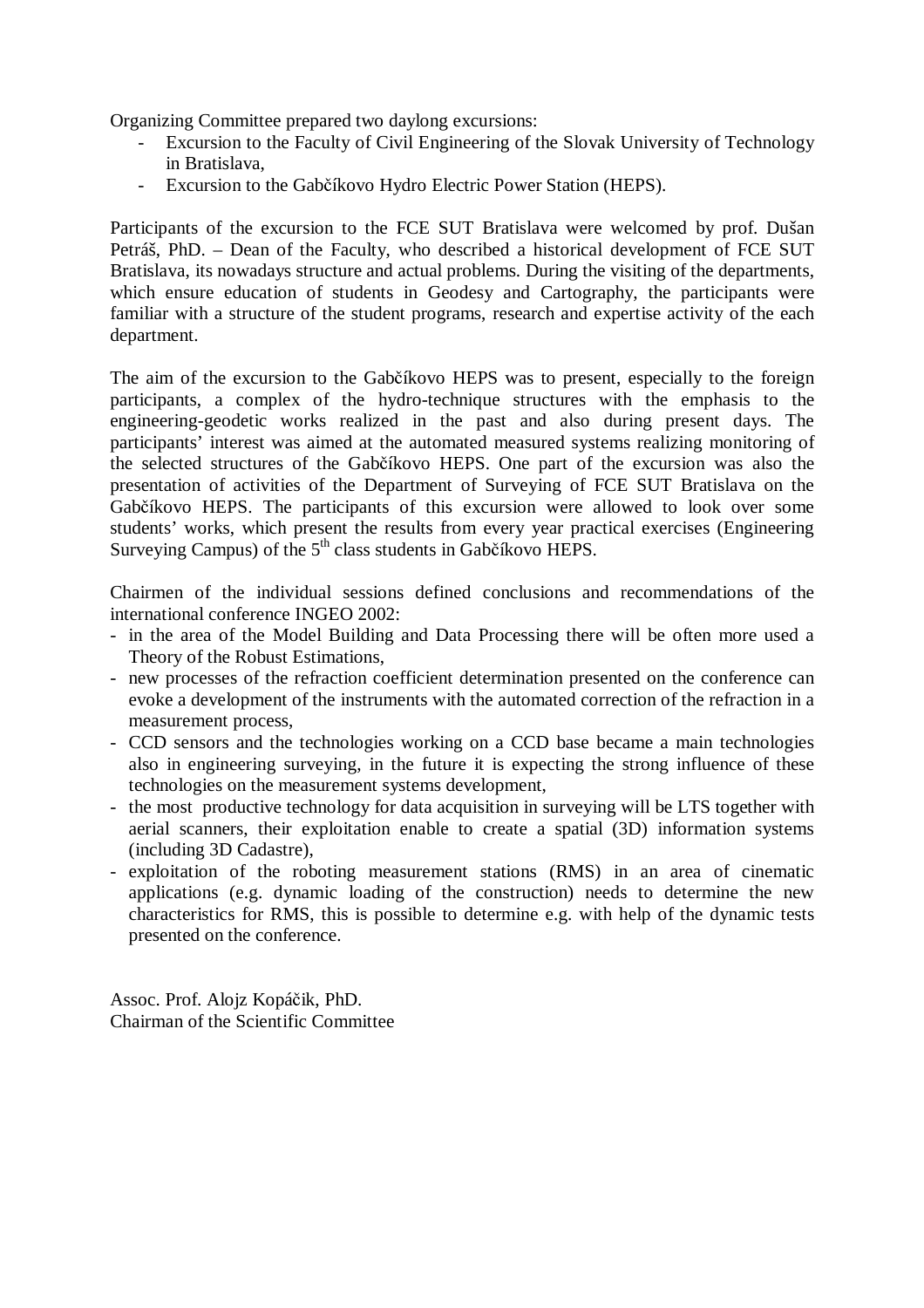Organizing Committee prepared two daylong excursions:

- Excursion to the Faculty of Civil Engineering of the Slovak University of Technology in Bratislava,
- Excursion to the Gabčíkovo Hydro Electric Power Station (HEPS).

Participants of the excursion to the FCE SUT Bratislava were welcomed by prof. Dušan Petráš, PhD. – Dean of the Faculty, who described a historical development of FCE SUT Bratislava, its nowadays structure and actual problems. During the visiting of the departments, which ensure education of students in Geodesy and Cartography, the participants were familiar with a structure of the student programs, research and expertise activity of the each department.

The aim of the excursion to the Gabčíkovo HEPS was to present, especially to the foreign participants, a complex of the hydro-technique structures with the emphasis to the engineering-geodetic works realized in the past and also during present days. The participants' interest was aimed at the automated measured systems realizing monitoring of the selected structures of the Gabčíkovo HEPS. One part of the excursion was also the presentation of activities of the Department of Surveying of FCE SUT Bratislava on the Gabčíkovo HEPS. The participants of this excursion were allowed to look over some students' works, which present the results from every year practical exercises (Engineering Surveying Campus) of the 5$^{th}$ class students in Gabčíkovo HEPS.

Chairmen of the individual sessions defined conclusions and recommendations of the international conference INGEO 2002:

- in the area of the Model Building and Data Processing there will be often more used a Theory of the Robust Estimations,
- new processes of the refraction coefficient determination presented on the conference can evoke a development of the instruments with the automated correction of the refraction in a measurement process,
- CCD sensors and the technologies working on a CCD base became a main technologies also in engineering surveying, in the future it is expecting the strong influence of these technologies on the measurement systems development,
- the most productive technology for data acquisition in surveying will be LTS together with aerial scanners, their exploitation enable to create a spatial (3D) information systems (including 3D Cadastre),
- exploitation of the roboting measurement stations (RMS) in an area of cinematic applications (e.g. dynamic loading of the construction) needs to determine the new characteristics for RMS, this is possible to determine e.g. with help of the dynamic tests presented on the conference.

Assoc. Prof. Alojz Kopáčik, PhD.
Chairman of the Scientific Committee